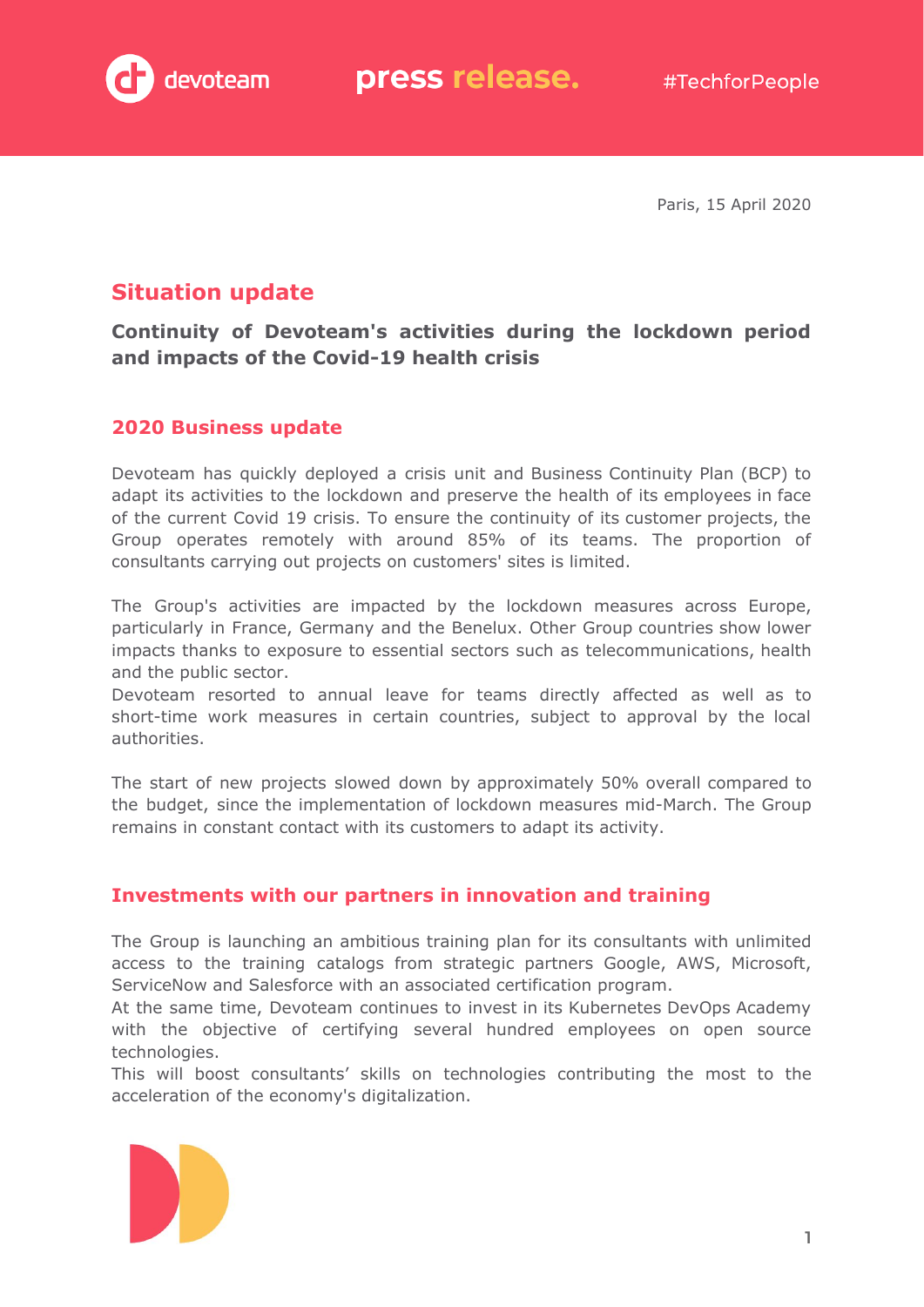Paris, 15 April 2020

# Situation update

## Continuity of Devoteam's activities during the lockdown period and impacts of the Covid-19 health crisis

### 2020 Business update

Devoteam has quickly deployed a crisis unit and Business Continuity Plan (BCP) to adapt its activities to the lockdown and preserve the health of its employees in face of the current Covid 19 crisis. To ensure the continuity of its customer projects, the Group operates remotely with around 85% of its teams. The proportion of consultants carrying out projects on customers' sites is limited.

The Group's activities are impacted by the lockdown measures across Europe, particularly in France, Germany and the Benelux. Other Group countries show lower impacts thanks to exposure to essential sectors such as telecommunications, health and the public sector.
Devoteam resorted to annual leave for teams directly affected as well as to short-time work measures in certain countries, subject to approval by the local authorities.

The start of new projects slowed down by approximately 50% overall compared to the budget, since the implementation of lockdown measures mid-March. The Group remains in constant contact with its customers to adapt its activity.

### Investments with our partners in innovation and training

The Group is launching an ambitious training plan for its consultants with unlimited access to the training catalogs from strategic partners Google, AWS, Microsoft, ServiceNow and Salesforce with an associated certification program.
At the same time, Devoteam continues to invest in its Kubernetes DevOps Academy with the objective of certifying several hundred employees on open source technologies.
This will boost consultants' skills on technologies contributing the most to the acceleration of the economy's digitalization.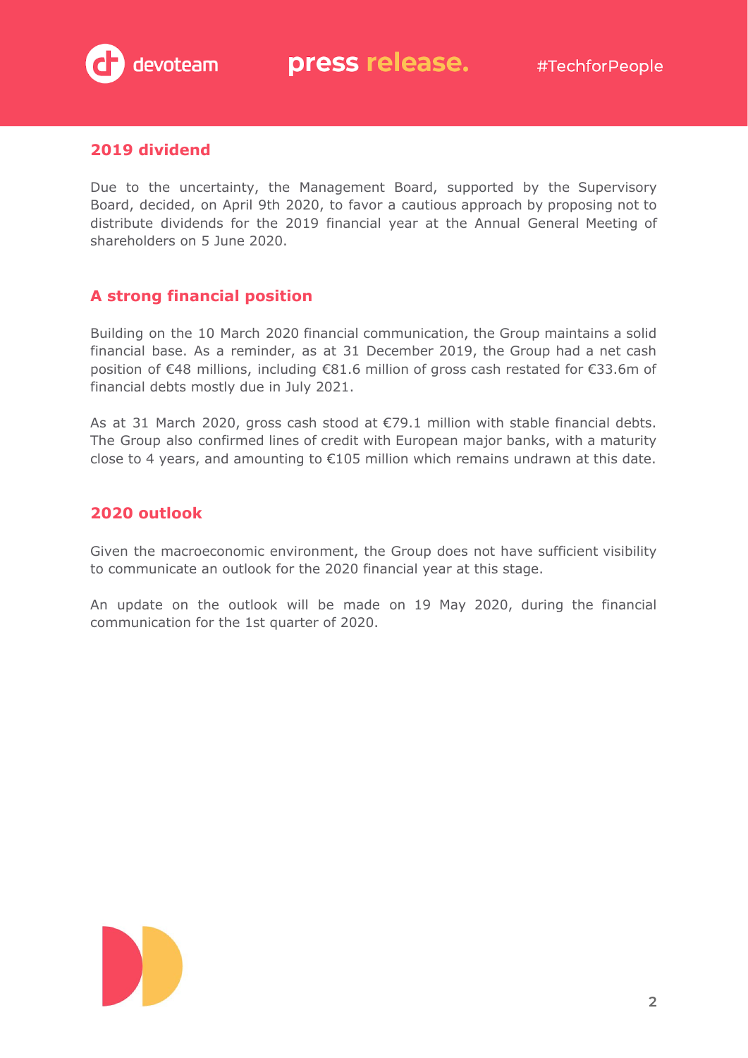## 2019 dividend

Due to the uncertainty, the Management Board, supported by the Supervisory Board, decided, on April 9th 2020, to favor a cautious approach by proposing not to distribute dividends for the 2019 financial year at the Annual General Meeting of shareholders on 5 June 2020.

## A strong financial position

Building on the 10 March 2020 financial communication, the Group maintains a solid financial base. As a reminder, as at 31 December 2019, the Group had a net cash position of €48 millions, including €81.6 million of gross cash restated for €33.6m of financial debts mostly due in July 2021.

As at 31 March 2020, gross cash stood at €79.1 million with stable financial debts. The Group also confirmed lines of credit with European major banks, with a maturity close to 4 years, and amounting to €105 million which remains undrawn at this date.

## 2020 outlook

Given the macroeconomic environment, the Group does not have sufficient visibility to communicate an outlook for the 2020 financial year at this stage.

An update on the outlook will be made on 19 May 2020, during the financial communication for the 1st quarter of 2020.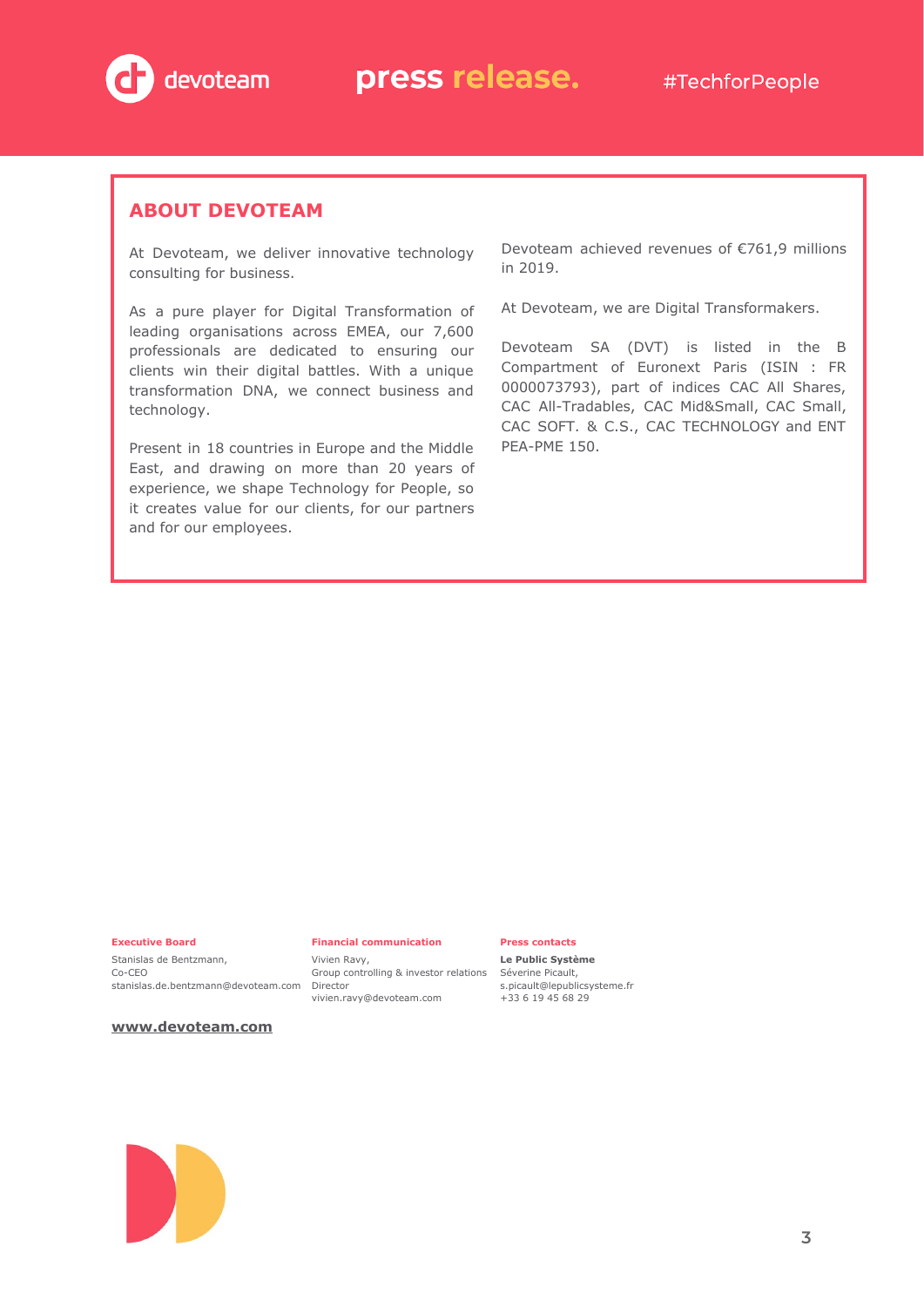## ABOUT DEVOTEAM

At Devoteam, we deliver innovative technology consulting for business.

As a pure player for Digital Transformation of leading organisations across EMEA, our 7,600 professionals are dedicated to ensuring our clients win their digital battles. With a unique transformation DNA, we connect business and technology.

Present in 18 countries in Europe and the Middle East, and drawing on more than 20 years of experience, we shape Technology for People, so it creates value for our clients, for our partners and for our employees.

Devoteam achieved revenues of €761,9 millions in 2019.

At Devoteam, we are Digital Transformakers.

Devoteam SA (DVT) is listed in the B Compartment of Euronext Paris (ISIN : FR 0000073793), part of indices CAC All Shares, CAC All-Tradables, CAC Mid&Small, CAC Small, CAC SOFT. & C.S., CAC TECHNOLOGY and ENT PEA-PME 150.

**Executive Board**
Stanislas de Bentzmann,
Co-CEO
stanislas.de.bentzmann@devoteam.com

**Financial communication**
Vivien Ravy,
Group controlling & investor relations Director
vivien.ravy@devoteam.com

**Press contacts**
**Le Public Système**
Séverine Picault,
s.picault@lepublicsysteme.fr
+33 6 19 45 68 29

**www.devoteam.com**